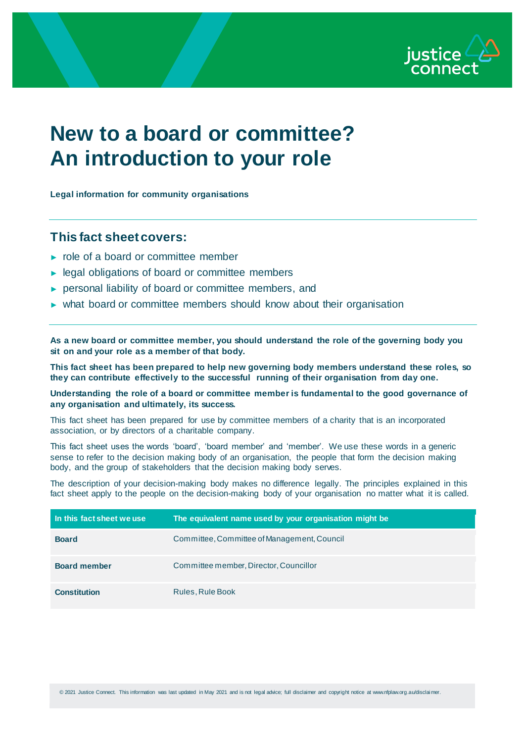# New to a board or committee? An introduction to your role

**Legal information for community organisations**

## This fact sheet covers:

- role of a board or committee member
- legal obligations of board or committee members
- personal liability of board or committee members, and
- what board or committee members should know about their organisation

**As a new board or committee member, you should understand the role of the governing body you sit on and your role as a member of that body.**

**This fact sheet has been prepared to help new governing body members understand these roles, so they can contribute effectively to the successful running of their organisation from day one.**

**Understanding the role of a board or committee member is fundamental to the good governance of any organisation and ultimately, its success.**

This fact sheet has been prepared for use by committee members of a charity that is an incorporated association, or by directors of a charitable company.

This fact sheet uses the words 'board', 'board member' and 'member'. We use these words in a generic sense to refer to the decision making body of an organisation, the people that form the decision making body, and the group of stakeholders that the decision making body serves.

The description of your decision-making body makes no difference legally. The principles explained in this fact sheet apply to the people on the decision-making body of your organisation no matter what it is called.

| In this fact sheet we use | The equivalent name used by your organisation might be |
|---|---|
| **Board** | Committee, Committee of Management, Council |
| **Board member** | Committee member, Director, Councillor |
| **Constitution** | Rules, Rule Book |

© 2021 Justice Connect. This information was last updated in May 2021 and is not legal advice; full disclaimer and copyright notice at www.nfplaw.org.au/disclaimer.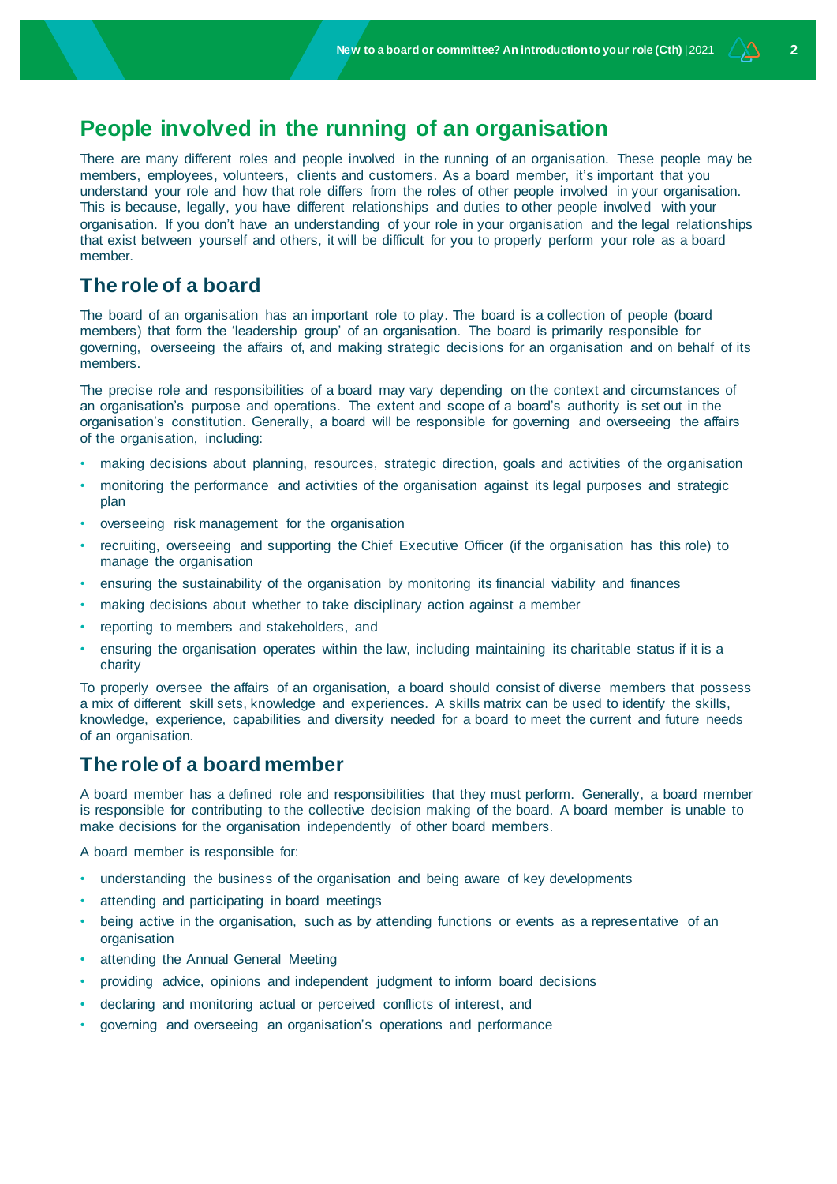## People involved in the running of an organisation

There are many different roles and people involved in the running of an organisation. These people may be members, employees, volunteers, clients and customers. As a board member, it's important that you understand your role and how that role differs from the roles of other people involved in your organisation. This is because, legally, you have different relationships and duties to other people involved with your organisation. If you don't have an understanding of your role in your organisation and the legal relationships that exist between yourself and others, it will be difficult for you to properly perform your role as a board member.

### The role of a board

The board of an organisation has an important role to play. The board is a collection of people (board members) that form the 'leadership group' of an organisation. The board is primarily responsible for governing, overseeing the affairs of, and making strategic decisions for an organisation and on behalf of its members.

The precise role and responsibilities of a board may vary depending on the context and circumstances of an organisation's purpose and operations. The extent and scope of a board's authority is set out in the organisation's constitution. Generally, a board will be responsible for governing and overseeing the affairs of the organisation, including:

- making decisions about planning, resources, strategic direction, goals and activities of the organisation
- monitoring the performance and activities of the organisation against its legal purposes and strategic plan
- overseeing risk management for the organisation
- recruiting, overseeing and supporting the Chief Executive Officer (if the organisation has this role) to manage the organisation
- ensuring the sustainability of the organisation by monitoring its financial viability and finances
- making decisions about whether to take disciplinary action against a member
- reporting to members and stakeholders, and
- ensuring the organisation operates within the law, including maintaining its charitable status if it is a charity

To properly oversee the affairs of an organisation, a board should consist of diverse members that possess a mix of different skill sets, knowledge and experiences. A skills matrix can be used to identify the skills, knowledge, experience, capabilities and diversity needed for a board to meet the current and future needs of an organisation.

### The role of a board member

A board member has a defined role and responsibilities that they must perform. Generally, a board member is responsible for contributing to the collective decision making of the board. A board member is unable to make decisions for the organisation independently of other board members.

A board member is responsible for:

- understanding the business of the organisation and being aware of key developments
- attending and participating in board meetings
- being active in the organisation, such as by attending functions or events as a representative of an organisation
- attending the Annual General Meeting
- providing advice, opinions and independent judgment to inform board decisions
- declaring and monitoring actual or perceived conflicts of interest, and
- governing and overseeing an organisation's operations and performance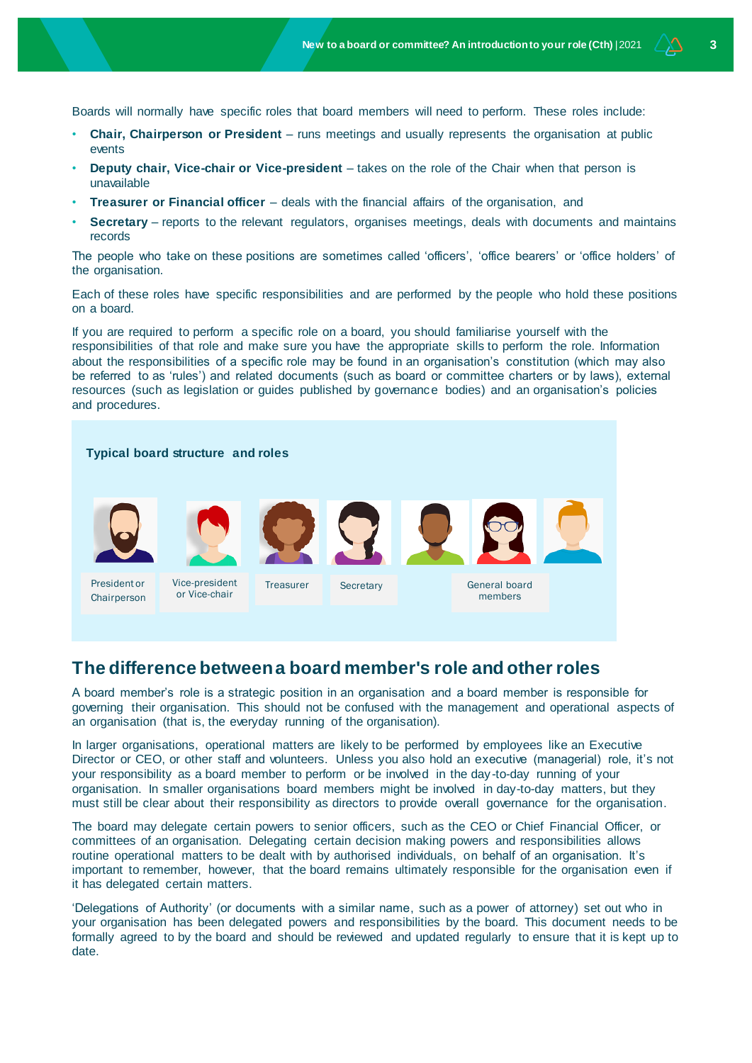Boards will normally have specific roles that board members will need to perform. These roles include:

- **Chair, Chairperson or President** – runs meetings and usually represents the organisation at public events
- **Deputy chair, Vice-chair or Vice-president** – takes on the role of the Chair when that person is unavailable
- **Treasurer or Financial officer** – deals with the financial affairs of the organisation, and
- **Secretary** – reports to the relevant regulators, organises meetings, deals with documents and maintains records

The people who take on these positions are sometimes called 'officers', 'office bearers' or 'office holders' of the organisation.

Each of these roles have specific responsibilities and are performed by the people who hold these positions on a board.

If you are required to perform a specific role on a board, you should familiarise yourself with the responsibilities of that role and make sure you have the appropriate skills to perform the role. Information about the responsibilities of a specific role may be found in an organisation's constitution (which may also be referred to as 'rules') and related documents (such as board or committee charters or by laws), external resources (such as legislation or guides published by governance bodies) and an organisation's policies and procedures.

**Typical board structure and roles**

President or Chairperson | Vice-president or Vice-chair | Treasurer | Secretary | General board members

## The difference between a board member's role and other roles

A board member's role is a strategic position in an organisation and a board member is responsible for governing their organisation. This should not be confused with the management and operational aspects of an organisation (that is, the everyday running of the organisation).

In larger organisations, operational matters are likely to be performed by employees like an Executive Director or CEO, or other staff and volunteers. Unless you also hold an executive (managerial) role, it's not your responsibility as a board member to perform or be involved in the day-to-day running of your organisation. In smaller organisations board members might be involved in day-to-day matters, but they must still be clear about their responsibility as directors to provide overall governance for the organisation.

The board may delegate certain powers to senior officers, such as the CEO or Chief Financial Officer, or committees of an organisation. Delegating certain decision making powers and responsibilities allows routine operational matters to be dealt with by authorised individuals, on behalf of an organisation. It's important to remember, however, that the board remains ultimately responsible for the organisation even if it has delegated certain matters.

'Delegations of Authority' (or documents with a similar name, such as a power of attorney) set out who in your organisation has been delegated powers and responsibilities by the board. This document needs to be formally agreed to by the board and should be reviewed and updated regularly to ensure that it is kept up to date.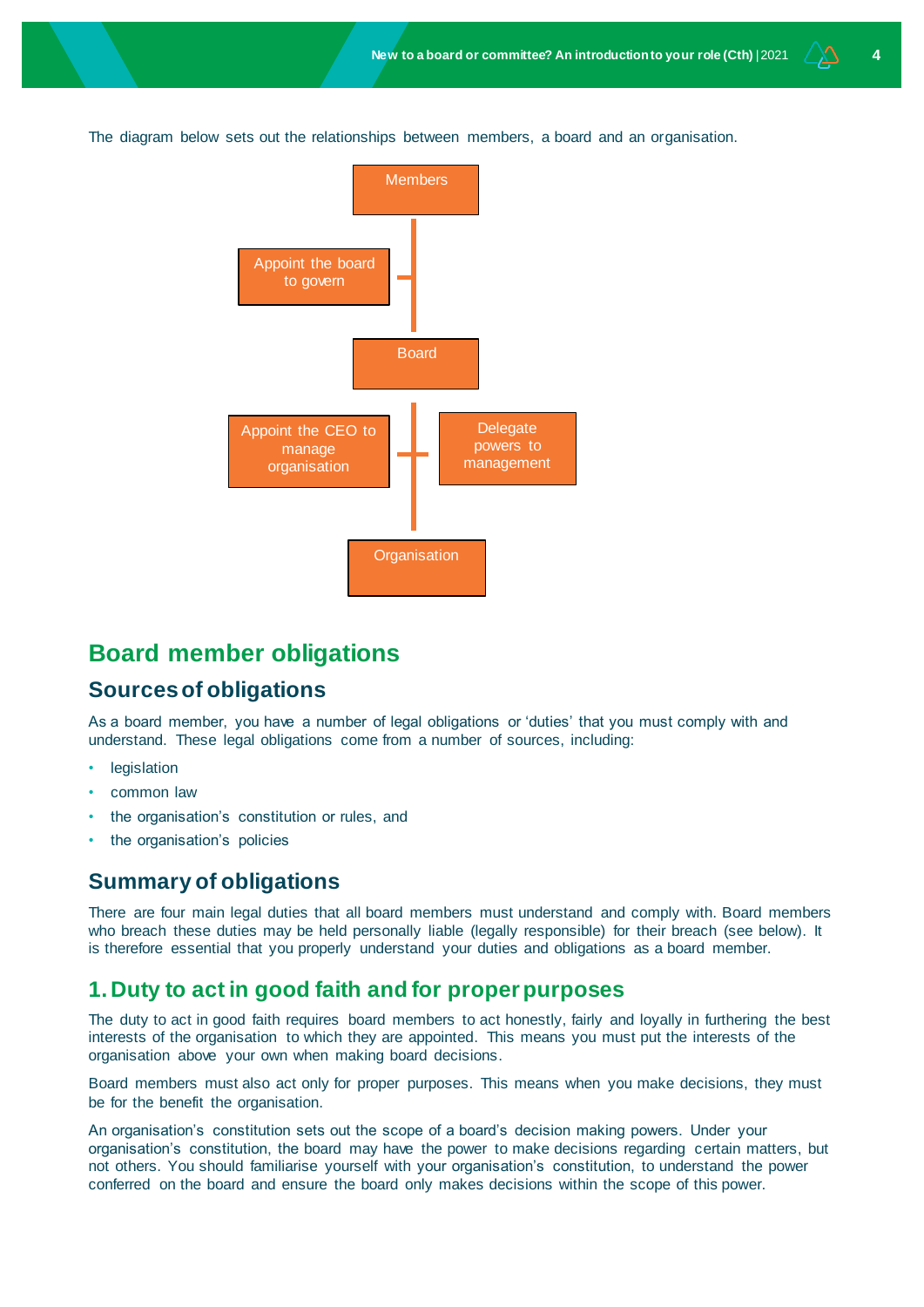The diagram below sets out the relationships between members, a board and an organisation.

Members

Appoint the board to govern

Board

Appoint the CEO to manage organisation

Delegate powers to management

Organisation

## Board member obligations

### Sources of obligations

As a board member, you have a number of legal obligations or 'duties' that you must comply with and understand. These legal obligations come from a number of sources, including:

- legislation
- common law
- the organisation's constitution or rules, and
- the organisation's policies

### Summary of obligations

There are four main legal duties that all board members must understand and comply with. Board members who breach these duties may be held personally liable (legally responsible) for their breach (see below). It is therefore essential that you properly understand your duties and obligations as a board member.

### 1. Duty to act in good faith and for proper purposes

The duty to act in good faith requires board members to act honestly, fairly and loyally in furthering the best interests of the organisation to which they are appointed. This means you must put the interests of the organisation above your own when making board decisions.

Board members must also act only for proper purposes. This means when you make decisions, they must be for the benefit the organisation.

An organisation's constitution sets out the scope of a board's decision making powers. Under your organisation's constitution, the board may have the power to make decisions regarding certain matters, but not others. You should familiarise yourself with your organisation's constitution, to understand the power conferred on the board and ensure the board only makes decisions within the scope of this power.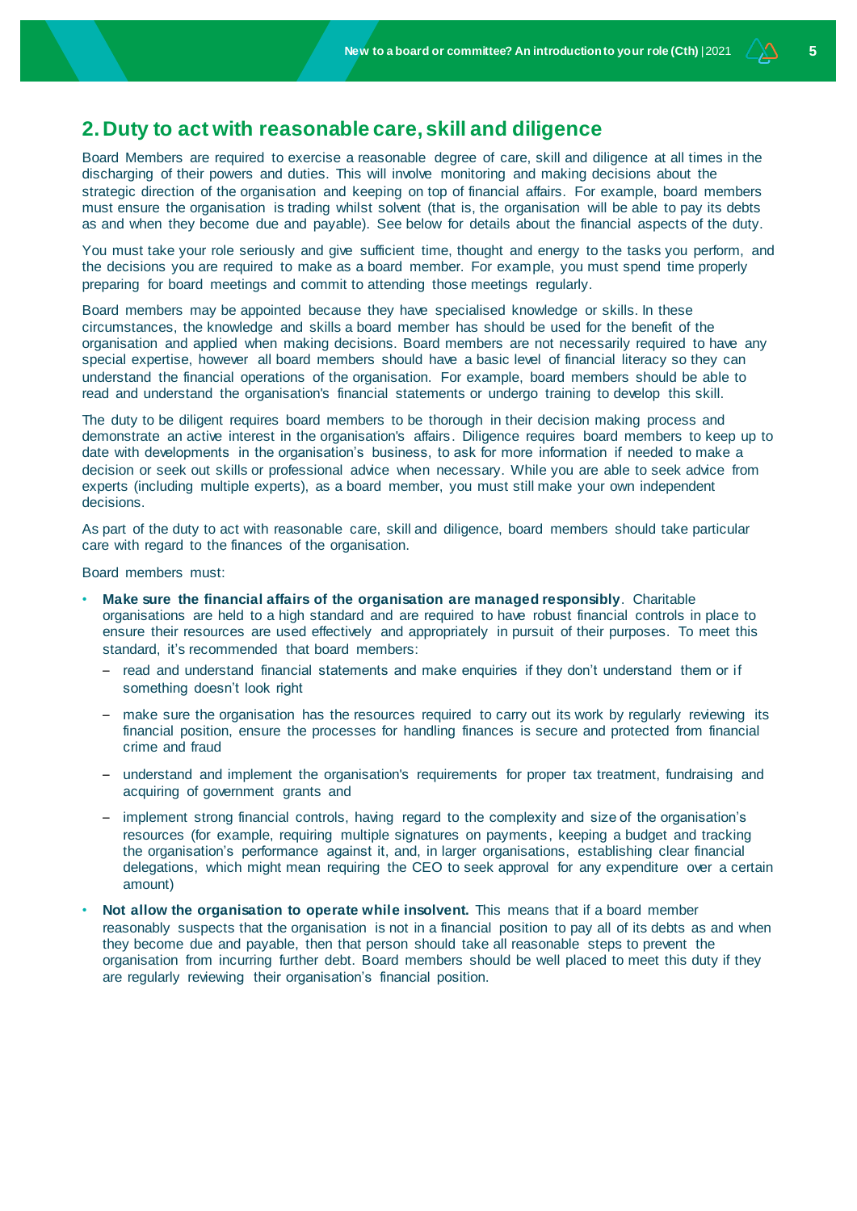## 2. Duty to act with reasonable care, skill and diligence

Board Members are required to exercise a reasonable degree of care, skill and diligence at all times in the discharging of their powers and duties. This will involve monitoring and making decisions about the strategic direction of the organisation and keeping on top of financial affairs. For example, board members must ensure the organisation is trading whilst solvent (that is, the organisation will be able to pay its debts as and when they become due and payable). See below for details about the financial aspects of the duty.

You must take your role seriously and give sufficient time, thought and energy to the tasks you perform, and the decisions you are required to make as a board member. For example, you must spend time properly preparing for board meetings and commit to attending those meetings regularly.

Board members may be appointed because they have specialised knowledge or skills. In these circumstances, the knowledge and skills a board member has should be used for the benefit of the organisation and applied when making decisions. Board members are not necessarily required to have any special expertise, however all board members should have a basic level of financial literacy so they can understand the financial operations of the organisation. For example, board members should be able to read and understand the organisation's financial statements or undergo training to develop this skill.

The duty to be diligent requires board members to be thorough in their decision making process and demonstrate an active interest in the organisation's affairs. Diligence requires board members to keep up to date with developments in the organisation's business, to ask for more information if needed to make a decision or seek out skills or professional advice when necessary. While you are able to seek advice from experts (including multiple experts), as a board member, you must still make your own independent decisions.

As part of the duty to act with reasonable care, skill and diligence, board members should take particular care with regard to the finances of the organisation.

Board members must:

- **Make sure the financial affairs of the organisation are managed responsibly**. Charitable organisations are held to a high standard and are required to have robust financial controls in place to ensure their resources are used effectively and appropriately in pursuit of their purposes. To meet this standard, it's recommended that board members:
  - read and understand financial statements and make enquiries if they don't understand them or if something doesn't look right
  - make sure the organisation has the resources required to carry out its work by regularly reviewing its financial position, ensure the processes for handling finances is secure and protected from financial crime and fraud
  - understand and implement the organisation's requirements for proper tax treatment, fundraising and acquiring of government grants and
  - implement strong financial controls, having regard to the complexity and size of the organisation's resources (for example, requiring multiple signatures on payments, keeping a budget and tracking the organisation's performance against it, and, in larger organisations, establishing clear financial delegations, which might mean requiring the CEO to seek approval for any expenditure over a certain amount)
- **Not allow the organisation to operate while insolvent.** This means that if a board member reasonably suspects that the organisation is not in a financial position to pay all of its debts as and when they become due and payable, then that person should take all reasonable steps to prevent the organisation from incurring further debt. Board members should be well placed to meet this duty if they are regularly reviewing their organisation's financial position.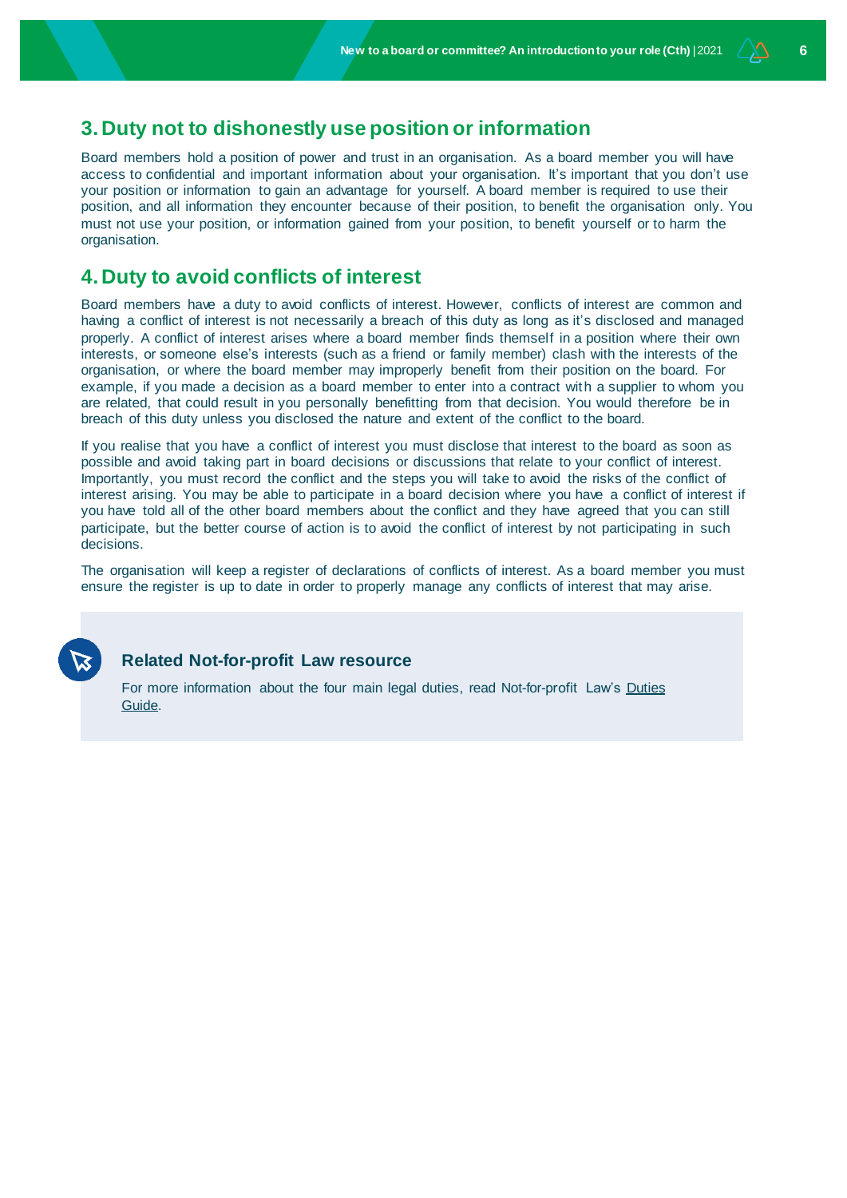## 3. Duty not to dishonestly use position or information

Board members hold a position of power and trust in an organisation. As a board member you will have access to confidential and important information about your organisation. It's important that you don't use your position or information to gain an advantage for yourself. A board member is required to use their position, and all information they encounter because of their position, to benefit the organisation only. You must not use your position, or information gained from your position, to benefit yourself or to harm the organisation.

## 4. Duty to avoid conflicts of interest

Board members have a duty to avoid conflicts of interest. However, conflicts of interest are common and having a conflict of interest is not necessarily a breach of this duty as long as it's disclosed and managed properly. A conflict of interest arises where a board member finds themself in a position where their own interests, or someone else's interests (such as a friend or family member) clash with the interests of the organisation, or where the board member may improperly benefit from their position on the board. For example, if you made a decision as a board member to enter into a contract with a supplier to whom you are related, that could result in you personally benefitting from that decision. You would therefore be in breach of this duty unless you disclosed the nature and extent of the conflict to the board.

If you realise that you have a conflict of interest you must disclose that interest to the board as soon as possible and avoid taking part in board decisions or discussions that relate to your conflict of interest. Importantly, you must record the conflict and the steps you will take to avoid the risks of the conflict of interest arising. You may be able to participate in a board decision where you have a conflict of interest if you have told all of the other board members about the conflict and they have agreed that you can still participate, but the better course of action is to avoid the conflict of interest by not participating in such decisions.

The organisation will keep a register of declarations of conflicts of interest. As a board member you must ensure the register is up to date in order to properly manage any conflicts of interest that may arise.

> **Related Not-for-profit Law resource**
>
> For more information about the four main legal duties, read Not-for-profit Law's Duties Guide.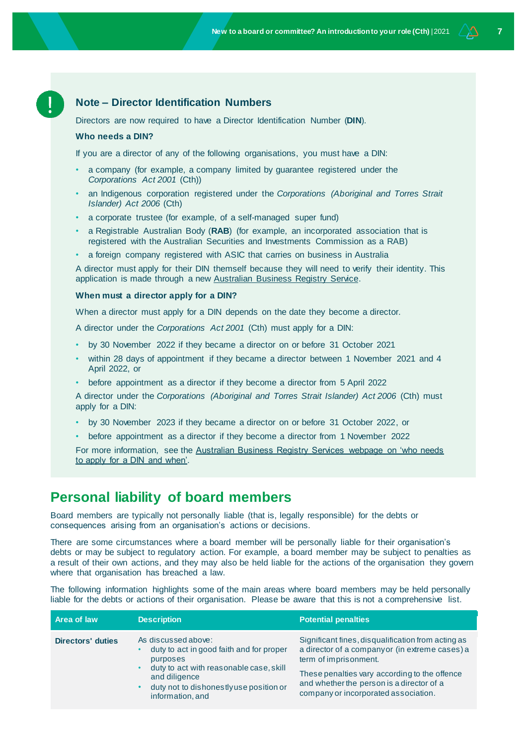### Note – Director Identification Numbers

Directors are now required to have a Director Identification Number (**DIN**).

**Who needs a DIN?**

If you are a director of any of the following organisations, you must have a DIN:

- a company (for example, a company limited by guarantee registered under the *Corporations Act 2001* (Cth))
- an Indigenous corporation registered under the *Corporations (Aboriginal and Torres Strait Islander) Act 2006* (Cth)
- a corporate trustee (for example, of a self-managed super fund)
- a Registrable Australian Body (**RAB**) (for example, an incorporated association that is registered with the Australian Securities and Investments Commission as a RAB)
- a foreign company registered with ASIC that carries on business in Australia

A director must apply for their DIN themself because they will need to verify their identity. This application is made through a new Australian Business Registry Service.

**When must a director apply for a DIN?**

When a director must apply for a DIN depends on the date they become a director.

A director under the *Corporations Act 2001* (Cth) must apply for a DIN:

- by 30 November 2022 if they became a director on or before 31 October 2021
- within 28 days of appointment if they became a director between 1 November 2021 and 4 April 2022, or
- before appointment as a director if they become a director from 5 April 2022

A director under the *Corporations (Aboriginal and Torres Strait Islander) Act 2006* (Cth) must apply for a DIN:

- by 30 November 2023 if they became a director on or before 31 October 2022, or
- before appointment as a director if they become a director from 1 November 2022

For more information, see the Australian Business Registry Services webpage on 'who needs to apply for a DIN and when'.

## Personal liability of board members

Board members are typically not personally liable (that is, legally responsible) for the debts or consequences arising from an organisation's actions or decisions.

There are some circumstances where a board member will be personally liable for their organisation's debts or may be subject to regulatory action. For example, a board member may be subject to penalties as a result of their own actions, and they may also be held liable for the actions of the organisation they govern where that organisation has breached a law.

The following information highlights some of the main areas where board members may be held personally liable for the debts or actions of their organisation. Please be aware that this is not a comprehensive list.

| Area of law | Description | Potential penalties |
|---|---|---|
| **Directors' duties** | As discussed above:<br>• duty to act in good faith and for proper purposes<br>• duty to act with reasonable case, skill and diligence<br>• duty not to dishonestly use position or information, and | Significant fines, disqualification from acting as a director of a company or (in extreme cases) a term of imprisonment.<br><br>These penalties vary according to the offence and whether the person is a director of a company or incorporated association. |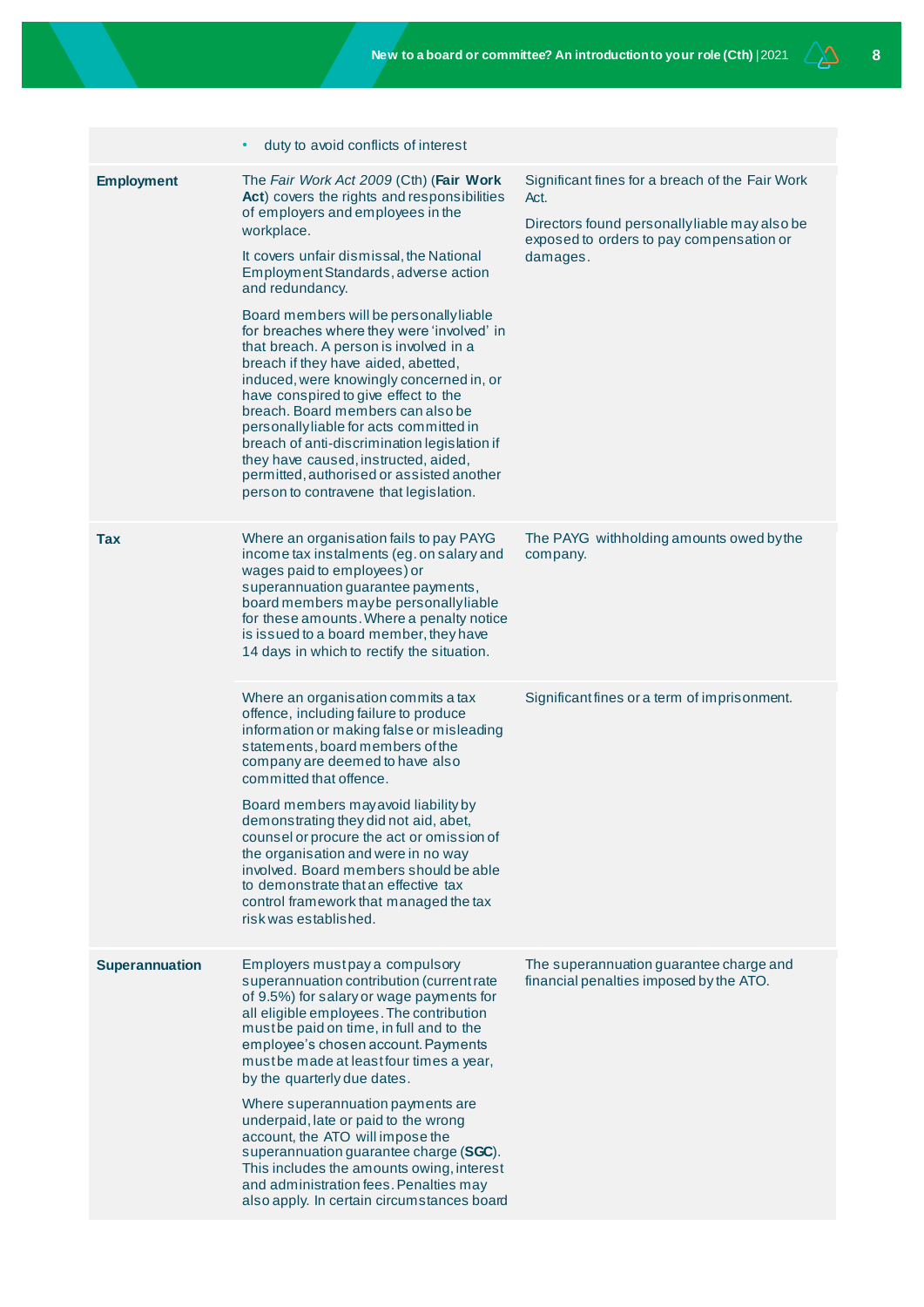| | | |
|---|---|---|
| | • duty to avoid conflicts of interest | |
| **Employment** | The *Fair Work Act 2009* (Cth) (**Fair Work Act**) covers the rights and responsibilities of employers and employees in the workplace.<br><br>It covers unfair dismissal, the National Employment Standards, adverse action and redundancy.<br><br>Board members will be personally liable for breaches where they were 'involved' in that breach. A person is involved in a breach if they have aided, abetted, induced, were knowingly concerned in, or have conspired to give effect to the breach. Board members can also be personally liable for acts committed in breach of anti-discrimination legislation if they have caused, instructed, aided, permitted, authorised or assisted another person to contravene that legislation. | Significant fines for a breach of the Fair Work Act.<br><br>Directors found personally liable may also be exposed to orders to pay compensation or damages. |
| **Tax** | Where an organisation fails to pay PAYG income tax instalments (eg. on salary and wages paid to employees) or superannuation guarantee payments, board members may be personally liable for these amounts. Where a penalty notice is issued to a board member, they have 14 days in which to rectify the situation. | The PAYG withholding amounts owed by the company. |
| | Where an organisation commits a tax offence, including failure to produce information or making false or misleading statements, board members of the company are deemed to have also committed that offence.<br><br>Board members may avoid liability by demonstrating they did not aid, abet, counsel or procure the act or omission of the organisation and were in no way involved. Board members should be able to demonstrate that an effective tax control framework that managed the tax risk was established. | Significant fines or a term of imprisonment. |
| **Superannuation** | Employers must pay a compulsory superannuation contribution (current rate of 9.5%) for salary or wage payments for all eligible employees. The contribution must be paid on time, in full and to the employee's chosen account. Payments must be made at least four times a year, by the quarterly due dates.<br><br>Where superannuation payments are underpaid, late or paid to the wrong account, the ATO will impose the superannuation guarantee charge (**SGC**). This includes the amounts owing, interest and administration fees. Penalties may also apply. In certain circumstances board | The superannuation guarantee charge and financial penalties imposed by the ATO. |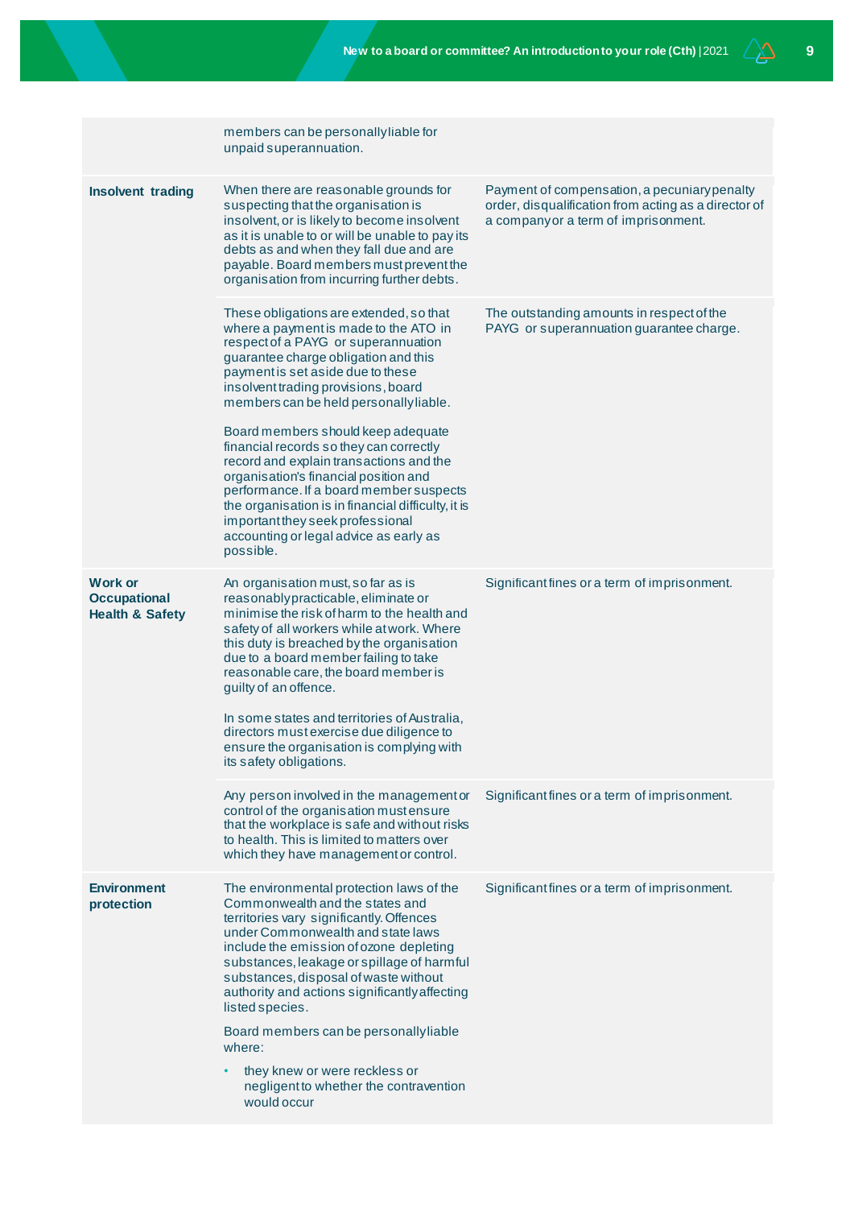| | | |
|---|---|---|
| | members can be personally liable for unpaid superannuation. | |
| **Insolvent trading** | When there are reasonable grounds for suspecting that the organisation is insolvent, or is likely to become insolvent as it is unable to or will be unable to pay its debts as and when they fall due and are payable. Board members must prevent the organisation from incurring further debts. | Payment of compensation, a pecuniary penalty order, disqualification from acting as a director of a company or a term of imprisonment. |
| | These obligations are extended, so that where a payment is made to the ATO in respect of a PAYG or superannuation guarantee charge obligation and this payment is set aside due to these insolvent trading provisions, board members can be held personally liable.<br><br>Board members should keep adequate financial records so they can correctly record and explain transactions and the organisation's financial position and performance. If a board member suspects the organisation is in financial difficulty, it is important they seek professional accounting or legal advice as early as possible. | The outstanding amounts in respect of the PAYG or superannuation guarantee charge. |
| **Work or Occupational Health & Safety** | An organisation must, so far as is reasonably practicable, eliminate or minimise the risk of harm to the health and safety of all workers while at work. Where this duty is breached by the organisation due to a board member failing to take reasonable care, the board member is guilty of an offence.<br><br>In some states and territories of Australia, directors must exercise due diligence to ensure the organisation is complying with its safety obligations. | Significant fines or a term of imprisonment. |
| | Any person involved in the management or control of the organisation must ensure that the workplace is safe and without risks to health. This is limited to matters over which they have management or control. | Significant fines or a term of imprisonment. |
| **Environment protection** | The environmental protection laws of the Commonwealth and the states and territories vary significantly. Offences under Commonwealth and state laws include the emission of ozone depleting substances, leakage or spillage of harmful substances, disposal of waste without authority and actions significantly affecting listed species.<br><br>Board members can be personally liable where:<br><br>• they knew or were reckless or negligent to whether the contravention would occur | Significant fines or a term of imprisonment. |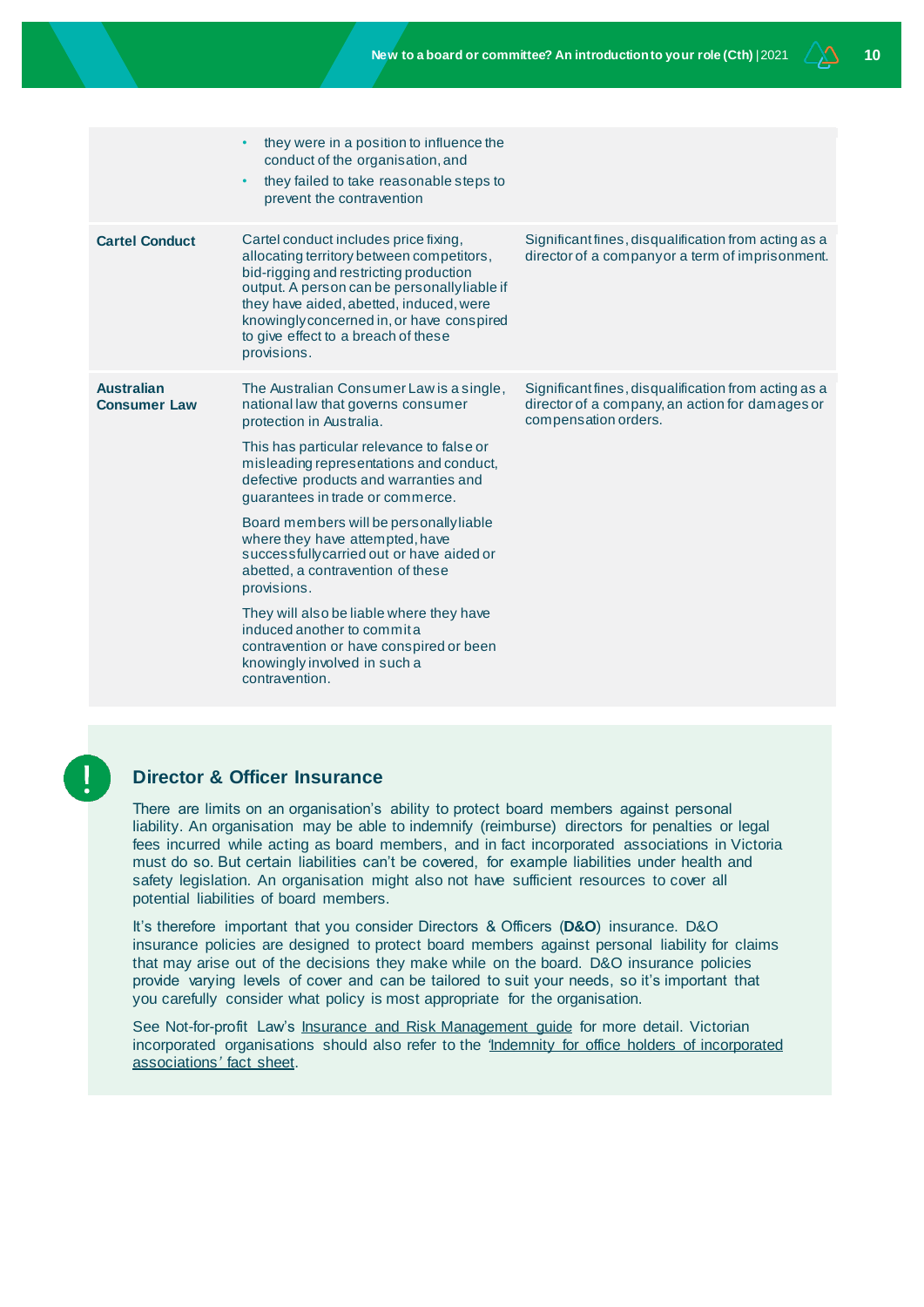| | | |
|---|---|---|
| | • they were in a position to influence the conduct of the organisation, and<br>• they failed to take reasonable steps to prevent the contravention | |
| **Cartel Conduct** | Cartel conduct includes price fixing, allocating territory between competitors, bid-rigging and restricting production output. A person can be personally liable if they have aided, abetted, induced, were knowingly concerned in, or have conspired to give effect to a breach of these provisions. | Significant fines, disqualification from acting as a director of a company or a term of imprisonment. |
| **Australian Consumer Law** | The Australian Consumer Law is a single, national law that governs consumer protection in Australia.<br><br>This has particular relevance to false or misleading representations and conduct, defective products and warranties and guarantees in trade or commerce.<br><br>Board members will be personally liable where they have attempted, have successfully carried out or have aided or abetted, a contravention of these provisions.<br><br>They will also be liable where they have induced another to commit a contravention or have conspired or been knowingly involved in such a contravention. | Significant fines, disqualification from acting as a director of a company, an action for damages or compensation orders. |

## Director & Officer Insurance

There are limits on an organisation's ability to protect board members against personal liability. An organisation may be able to indemnify (reimburse) directors for penalties or legal fees incurred while acting as board members, and in fact incorporated associations in Victoria must do so. But certain liabilities can't be covered, for example liabilities under health and safety legislation. An organisation might also not have sufficient resources to cover all potential liabilities of board members.

It's therefore important that you consider Directors & Officers (**D&O**) insurance. D&O insurance policies are designed to protect board members against personal liability for claims that may arise out of the decisions they make while on the board. D&O insurance policies provide varying levels of cover and can be tailored to suit your needs, so it's important that you carefully consider what policy is most appropriate for the organisation.

See Not-for-profit Law's Insurance and Risk Management guide for more detail. Victorian incorporated organisations should also refer to the 'Indemnity for office holders of incorporated associations' fact sheet.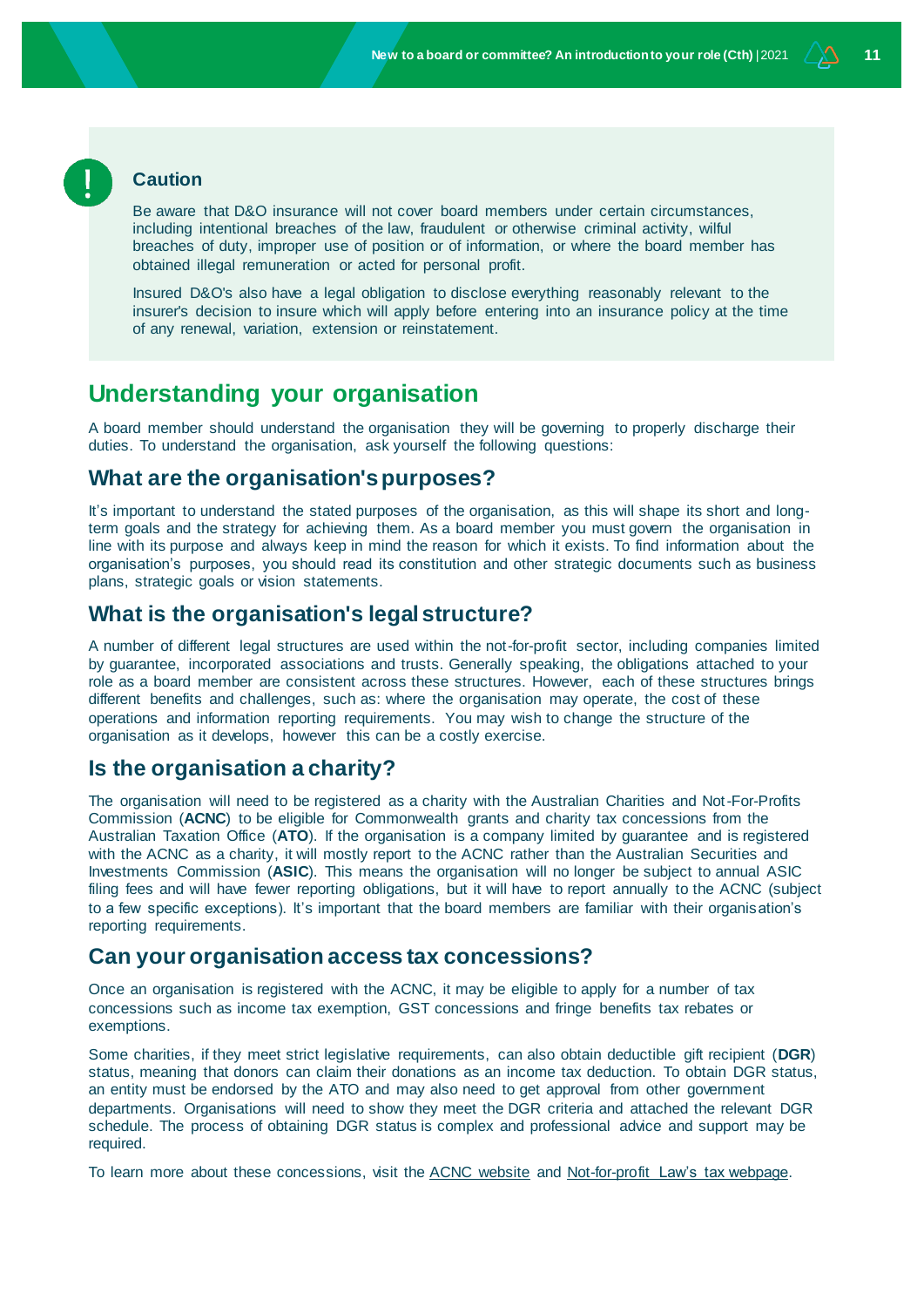**Caution**

Be aware that D&O insurance will not cover board members under certain circumstances, including intentional breaches of the law, fraudulent or otherwise criminal activity, wilful breaches of duty, improper use of position or of information, or where the board member has obtained illegal remuneration or acted for personal profit.

Insured D&O's also have a legal obligation to disclose everything reasonably relevant to the insurer's decision to insure which will apply before entering into an insurance policy at the time of any renewal, variation, extension or reinstatement.

# Understanding your organisation

A board member should understand the organisation they will be governing to properly discharge their duties. To understand the organisation, ask yourself the following questions:

## What are the organisation's purposes?

It's important to understand the stated purposes of the organisation, as this will shape its short and long-term goals and the strategy for achieving them. As a board member you must govern the organisation in line with its purpose and always keep in mind the reason for which it exists. To find information about the organisation's purposes, you should read its constitution and other strategic documents such as business plans, strategic goals or vision statements.

## What is the organisation's legal structure?

A number of different legal structures are used within the not-for-profit sector, including companies limited by guarantee, incorporated associations and trusts. Generally speaking, the obligations attached to your role as a board member are consistent across these structures. However, each of these structures brings different benefits and challenges, such as: where the organisation may operate, the cost of these operations and information reporting requirements. You may wish to change the structure of the organisation as it develops, however this can be a costly exercise.

## Is the organisation a charity?

The organisation will need to be registered as a charity with the Australian Charities and Not-For-Profits Commission (**ACNC**) to be eligible for Commonwealth grants and charity tax concessions from the Australian Taxation Office (**ATO**). If the organisation is a company limited by guarantee and is registered with the ACNC as a charity, it will mostly report to the ACNC rather than the Australian Securities and Investments Commission (**ASIC**). This means the organisation will no longer be subject to annual ASIC filing fees and will have fewer reporting obligations, but it will have to report annually to the ACNC (subject to a few specific exceptions). It's important that the board members are familiar with their organisation's reporting requirements.

## Can your organisation access tax concessions?

Once an organisation is registered with the ACNC, it may be eligible to apply for a number of tax concessions such as income tax exemption, GST concessions and fringe benefits tax rebates or exemptions.

Some charities, if they meet strict legislative requirements, can also obtain deductible gift recipient (**DGR**) status, meaning that donors can claim their donations as an income tax deduction. To obtain DGR status, an entity must be endorsed by the ATO and may also need to get approval from other government departments. Organisations will need to show they meet the DGR criteria and attached the relevant DGR schedule. The process of obtaining DGR status is complex and professional advice and support may be required.

To learn more about these concessions, visit the ACNC website and Not-for-profit Law's tax webpage.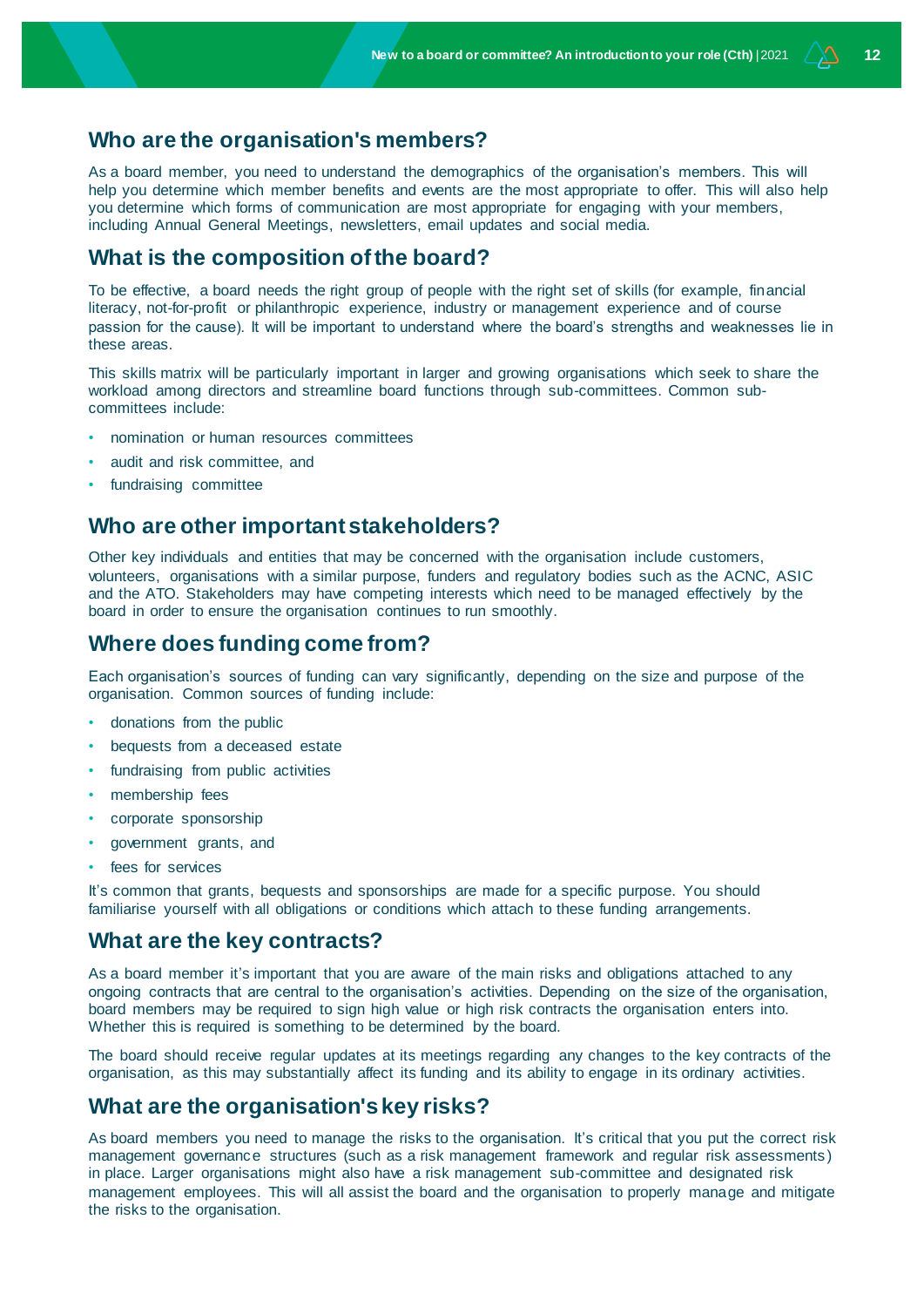## Who are the organisation's members?

As a board member, you need to understand the demographics of the organisation's members. This will help you determine which member benefits and events are the most appropriate to offer. This will also help you determine which forms of communication are most appropriate for engaging with your members, including Annual General Meetings, newsletters, email updates and social media.

## What is the composition of the board?

To be effective, a board needs the right group of people with the right set of skills (for example, financial literacy, not-for-profit or philanthropic experience, industry or management experience and of course passion for the cause). It will be important to understand where the board's strengths and weaknesses lie in these areas.

This skills matrix will be particularly important in larger and growing organisations which seek to share the workload among directors and streamline board functions through sub-committees. Common sub-committees include:

- nomination or human resources committees
- audit and risk committee, and
- fundraising committee

## Who are other important stakeholders?

Other key individuals and entities that may be concerned with the organisation include customers, volunteers, organisations with a similar purpose, funders and regulatory bodies such as the ACNC, ASIC and the ATO. Stakeholders may have competing interests which need to be managed effectively by the board in order to ensure the organisation continues to run smoothly.

## Where does funding come from?

Each organisation's sources of funding can vary significantly, depending on the size and purpose of the organisation. Common sources of funding include:

- donations from the public
- bequests from a deceased estate
- fundraising from public activities
- membership fees
- corporate sponsorship
- government grants, and
- fees for services

It's common that grants, bequests and sponsorships are made for a specific purpose. You should familiarise yourself with all obligations or conditions which attach to these funding arrangements.

## What are the key contracts?

As a board member it's important that you are aware of the main risks and obligations attached to any ongoing contracts that are central to the organisation's activities. Depending on the size of the organisation, board members may be required to sign high value or high risk contracts the organisation enters into. Whether this is required is something to be determined by the board.

The board should receive regular updates at its meetings regarding any changes to the key contracts of the organisation, as this may substantially affect its funding and its ability to engage in its ordinary activities.

## What are the organisation's key risks?

As board members you need to manage the risks to the organisation. It's critical that you put the correct risk management governance structures (such as a risk management framework and regular risk assessments) in place. Larger organisations might also have a risk management sub-committee and designated risk management employees. This will all assist the board and the organisation to properly manage and mitigate the risks to the organisation.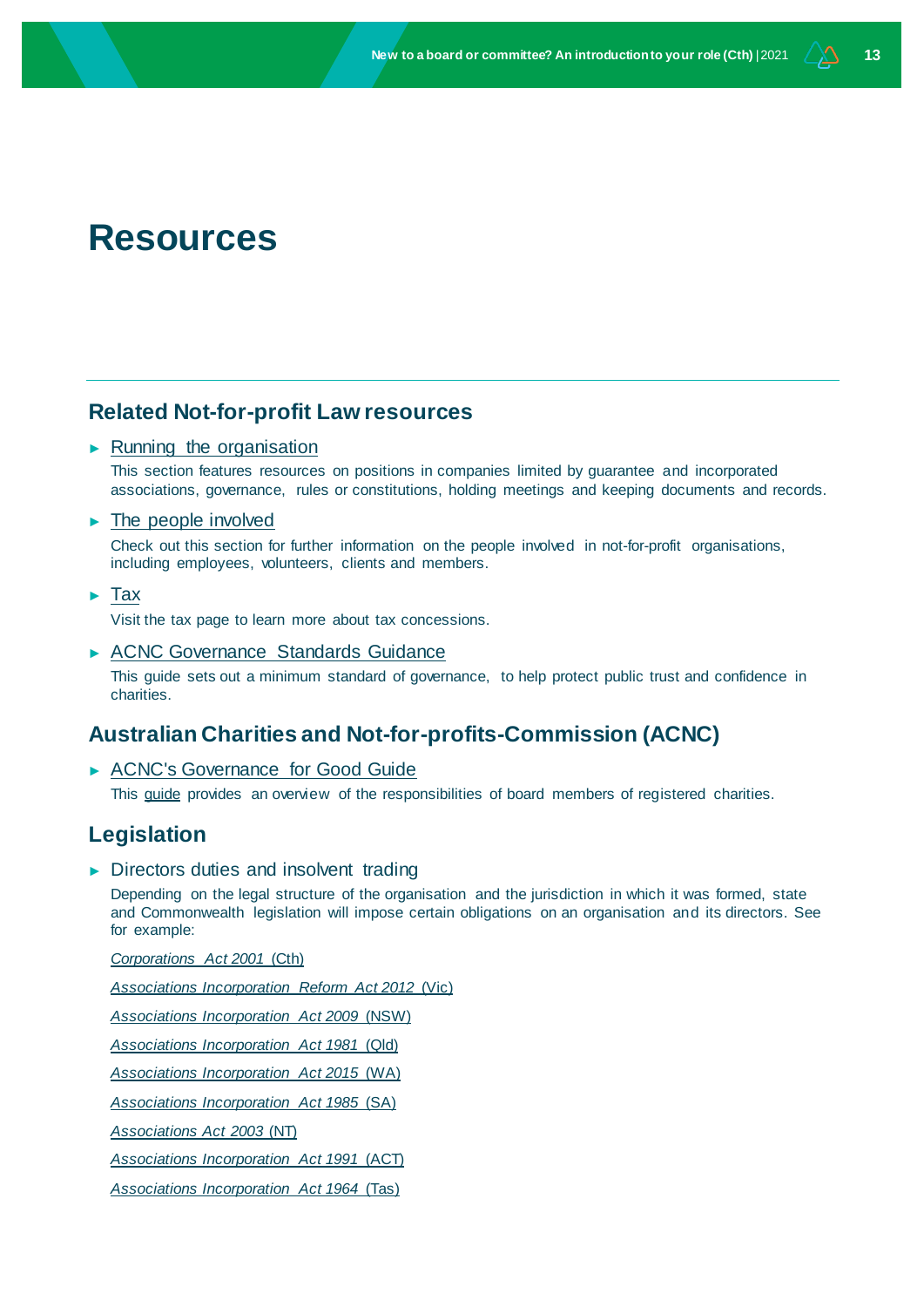# Resources

## Related Not-for-profit Law resources

- Running the organisation

  This section features resources on positions in companies limited by guarantee and incorporated associations, governance, rules or constitutions, holding meetings and keeping documents and records.

- The people involved

  Check out this section for further information on the people involved in not-for-profit organisations, including employees, volunteers, clients and members.

- Tax

  Visit the tax page to learn more about tax concessions.

- ACNC Governance Standards Guidance

  This guide sets out a minimum standard of governance, to help protect public trust and confidence in charities.

## Australian Charities and Not-for-profits-Commission (ACNC)

- ACNC's Governance for Good Guide

  This guide provides an overview of the responsibilities of board members of registered charities.

## Legislation

- Directors duties and insolvent trading

  Depending on the legal structure of the organisation and the jurisdiction in which it was formed, state and Commonwealth legislation will impose certain obligations on an organisation and its directors. See for example:

  *Corporations Act 2001* (Cth)

  *Associations Incorporation Reform Act 2012* (Vic)

  *Associations Incorporation Act 2009* (NSW)

  *Associations Incorporation Act 1981* (Qld)

  *Associations Incorporation Act 2015* (WA)

  *Associations Incorporation Act 1985* (SA)

  *Associations Act 2003* (NT)

  *Associations Incorporation Act 1991* (ACT)

  *Associations Incorporation Act 1964* (Tas)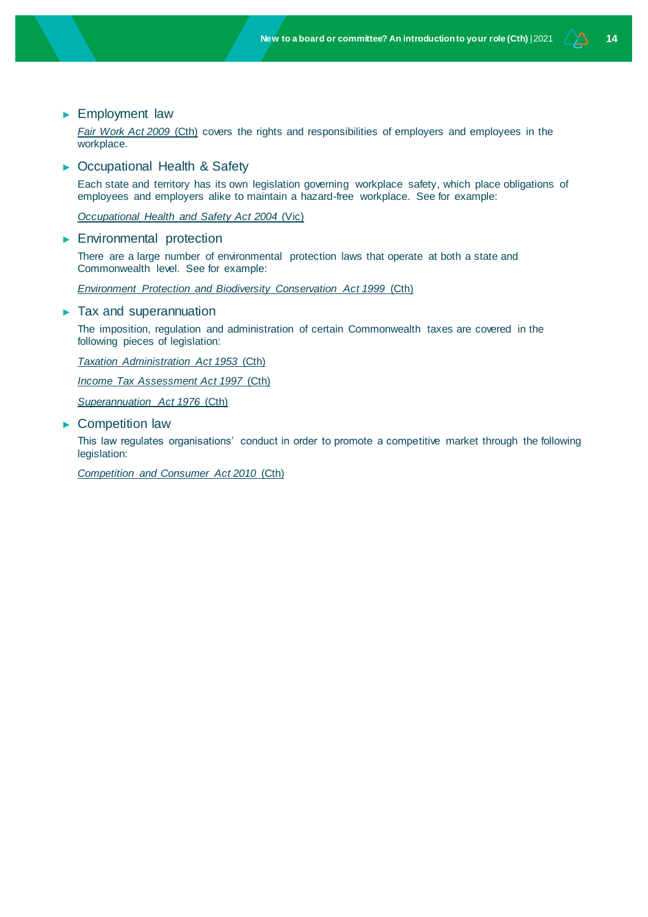- Employment law

  *Fair Work Act 2009* (Cth) covers the rights and responsibilities of employers and employees in the workplace.

- Occupational Health & Safety

  Each state and territory has its own legislation governing workplace safety, which place obligations of employees and employers alike to maintain a hazard-free workplace. See for example:

  *Occupational Health and Safety Act 2004* (Vic)

- Environmental protection

  There are a large number of environmental protection laws that operate at both a state and Commonwealth level. See for example:

  *Environment Protection and Biodiversity Conservation Act 1999* (Cth)

- Tax and superannuation

  The imposition, regulation and administration of certain Commonwealth taxes are covered in the following pieces of legislation:

  *Taxation Administration Act 1953* (Cth)

  *Income Tax Assessment Act 1997* (Cth)

  *Superannuation Act 1976* (Cth)

- Competition law

  This law regulates organisations' conduct in order to promote a competitive market through the following legislation:

  *Competition and Consumer Act 2010* (Cth)